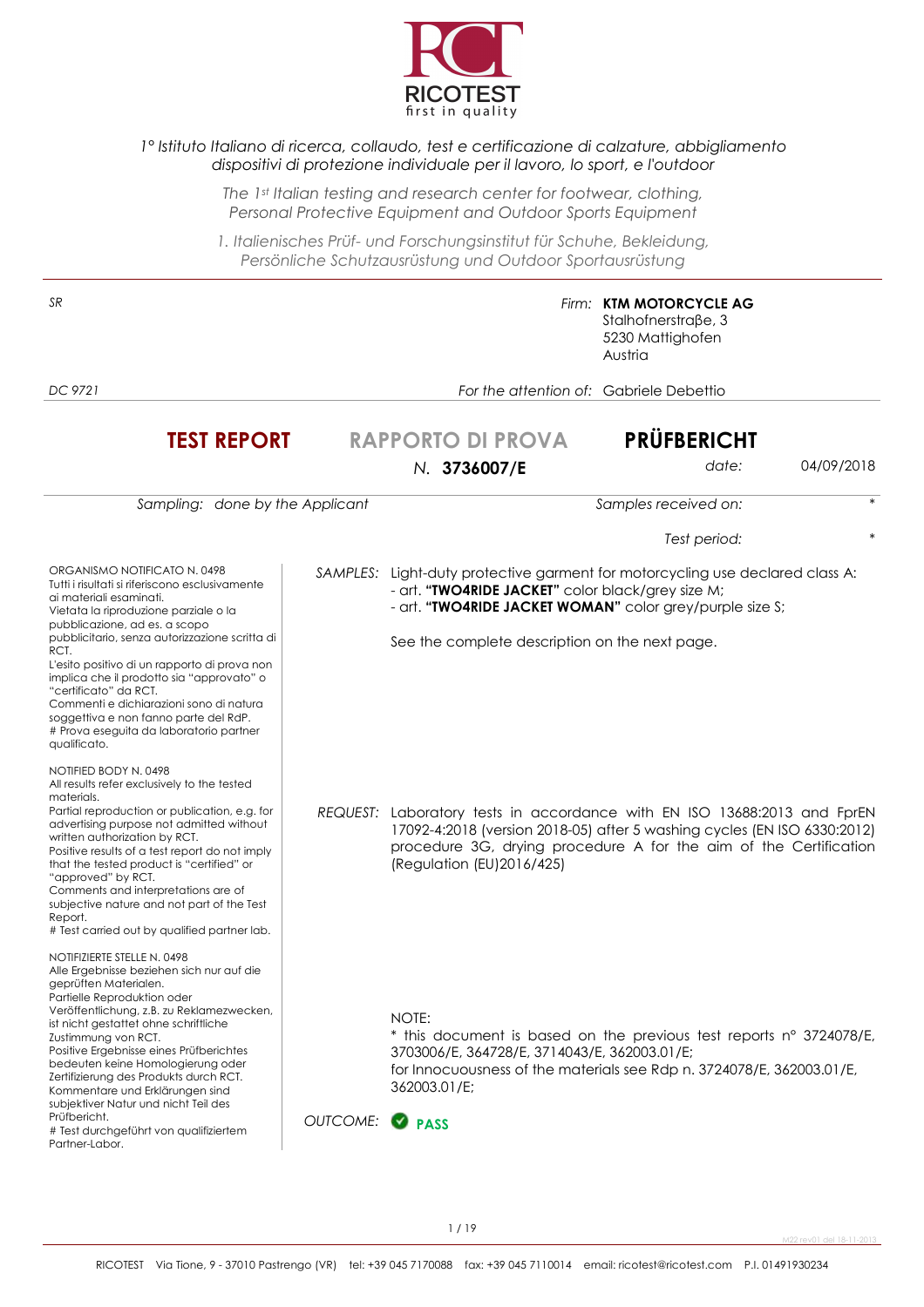RICOTEST
first in quality

*1° Istituto Italiano di ricerca, collaudo, test e certificazione di calzature, abbigliamento dispositivi di protezione individuale per il lavoro, lo sport, e l'outdoor*

*The 1st Italian testing and research center for footwear, clothing, Personal Protective Equipment and Outdoor Sports Equipment*

*1. Italienisches Prüf- und Forschungsinstitut für Schuhe, Bekleidung, Persönliche Schutzausrüstung und Outdoor Sportausrüstung*

---

*SR*

*Firm:* **KTM MOTORCYCLE AG**
Stalhofnerstraβe, 3
5230 Mattighofen
Austria

*DC 9721*

*For the attention of:* Gabriele Debettio

# TEST REPORT — RAPPORTO DI PROVA — PRÜFBERICHT

*N.* **3736007/E**

*date:* 04/09/2018

*Sampling:* *done by the Applicant*

*Samples received on:* *

*Test period:* *

ORGANISMO NOTIFICATO N. 0498
Tutti i risultati si riferiscono esclusivamente ai materiali esaminati.
Vietata la riproduzione parziale o la pubblicazione, ad es. a scopo pubblicitario, senza autorizzazione scritta di RCT.
L'esito positivo di un rapporto di prova non implica che il prodotto sia "approvato" o "certificato" da RCT.
Commenti e dichiarazioni sono di natura soggettiva e non fanno parte del RdP.
# Prova eseguita da laboratorio partner qualificato.

NOTIFIED BODY N. 0498
All results refer exclusively to the tested materials.
Partial reproduction or publication, e.g. for advertising purpose not admitted without written authorization by RCT.
Positive results of a test report do not imply that the tested product is "certified" or "approved" by RCT.
Comments and interpretations are of subjective nature and not part of the Test Report.
# Test carried out by qualified partner lab.

NOTIFIZIERTE STELLE N. 0498
Alle Ergebnisse beziehen sich nur auf die geprüften Materialen.
Partielle Reproduktion oder Veröffentlichung, z.B. zu Reklamezwecken, ist nicht gestattet ohne schriftliche Zustimmung von RCT.
Positive Ergebnisse eines Prüfberichtes bedeuten keine Homologierung oder Zertifizierung des Produkts durch RCT.
Kommentare und Erklärungen sind subjektiver Natur und nicht Teil des Prüfbericht.
# Test durchgeführt von qualifiziertem Partner-Labor.

*SAMPLES:* Light-duty protective garment for motorcycling use declared class A:
- art. **"TWO4RIDE JACKET"** color black/grey size M;
- art. **"TWO4RIDE JACKET WOMAN"** color grey/purple size S;

See the complete description on the next page.

*REQUEST:* Laboratory tests in accordance with EN ISO 13688:2013 and FprEN 17092-4:2018 (version 2018-05) after 5 washing cycles (EN ISO 6330:2012) procedure 3G, drying procedure A for the aim of the Certification (Regulation (EU)2016/425)

NOTE:
* this document is based on the previous test reports n° 3724078/E, 3703006/E, 364728/E, 3714043/E, 362003.01/E;
for Innocuousness of the materials see Rdp n. 3724078/E, 362003.01/E, 362003.01/E;

*OUTCOME:* **PASS**

RICOTEST Via Tione, 9 - 37010 Pastrengo (VR) tel: +39 045 7170088 fax: +39 045 7110014 email: ricotest@ricotest.com P.I. 01491930234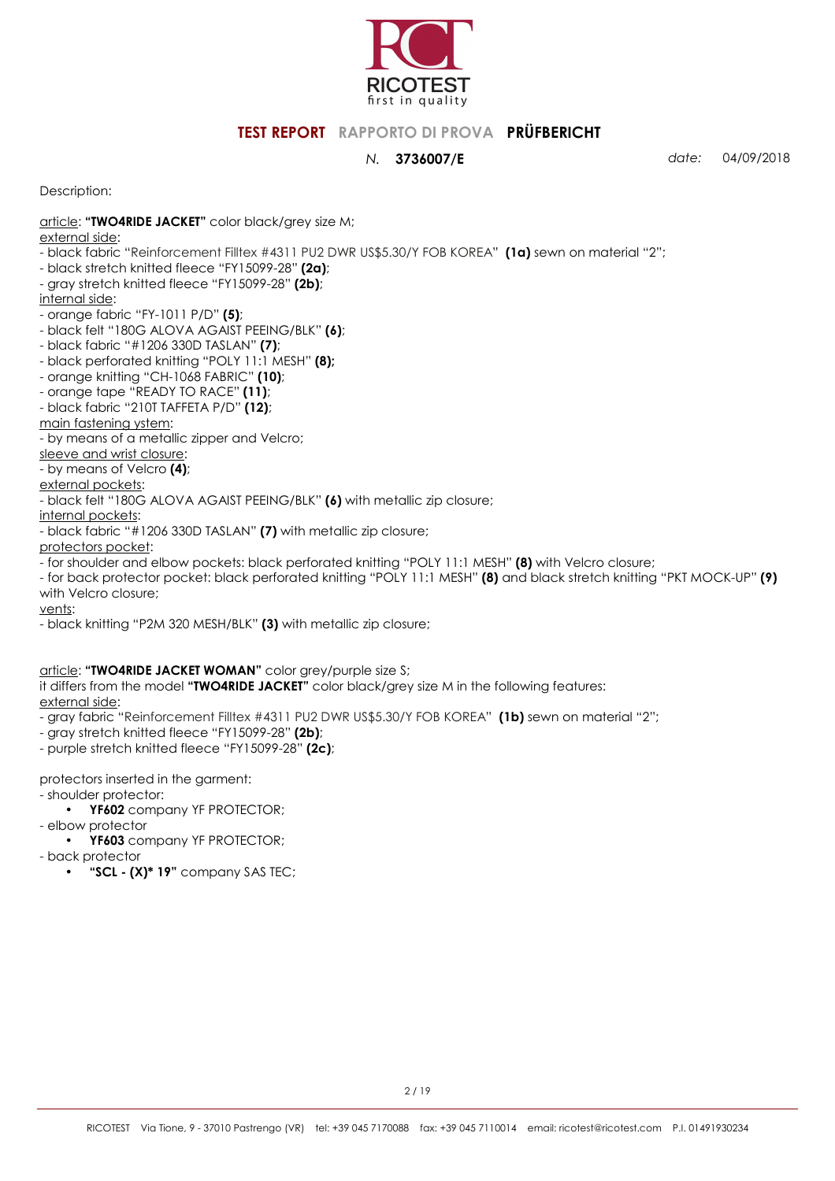**TEST REPORT** RAPPORTO DI PROVA **PRÜFBERICHT**

*N.* **3736007/E** *date:* 04/09/2018

Description:

article: **"TWO4RIDE JACKET"** color black/grey size M;

external side:

- black fabric "Reinforcement Filltex #4311 PU2 DWR US$5.30/Y FOB KOREA" **(1a)** sewn on material "2";
- black stretch knitted fleece "FY15099-28" **(2a)**;
- gray stretch knitted fleece "FY15099-28" **(2b)**;

internal side:

- orange fabric "FY-1011 P/D" **(5)**;
- black felt "180G ALOVA AGAIST PEEING/BLK" **(6)**;
- black fabric "#1206 330D TASLAN" **(7)**;
- black perforated knitting "POLY 11:1 MESH" **(8);**
- orange knitting "CH-1068 FABRIC" **(10)**;
- orange tape "READY TO RACE" **(11)**;
- black fabric "210T TAFFETA P/D" **(12)**;

main fastening ystem:

- by means of a metallic zipper and Velcro;

sleeve and wrist closure:

- by means of Velcro **(4)**;

external pockets:

- black felt "180G ALOVA AGAIST PEEING/BLK" **(6)** with metallic zip closure;

internal pockets:

- black fabric "#1206 330D TASLAN" **(7)** with metallic zip closure;

protectors pocket:

- for shoulder and elbow pockets: black perforated knitting "POLY 11:1 MESH" **(8)** with Velcro closure;
- for back protector pocket: black perforated knitting "POLY 11:1 MESH" **(8)** and black stretch knitting "PKT MOCK-UP" **(9)** with Velcro closure;

vents:

- black knitting "P2M 320 MESH/BLK" **(3)** with metallic zip closure;

article: **"TWO4RIDE JACKET WOMAN"** color grey/purple size S;

it differs from the model **"TWO4RIDE JACKET"** color black/grey size M in the following features:

external side:

- gray fabric "Reinforcement Filltex #4311 PU2 DWR US$5.30/Y FOB KOREA" **(1b)** sewn on material "2";
- gray stretch knitted fleece "FY15099-28" **(2b)**;
- purple stretch knitted fleece "FY15099-28" **(2c)**;

protectors inserted in the garment:

- shoulder protector:
  - **YF602** company YF PROTECTOR;
- elbow protector
  - **YF603** company YF PROTECTOR;
- back protector
  - **"SCL - (X)* 19"** company SAS TEC;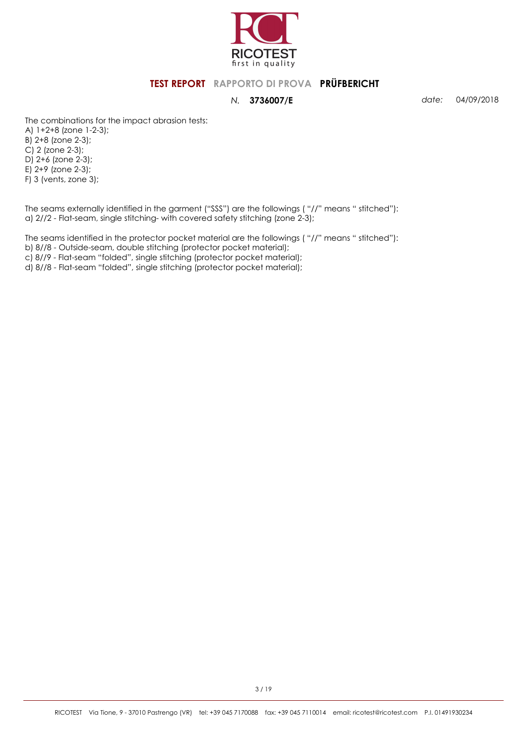The combinations for the impact abrasion tests:
A) 1+2+8 (zone 1-2-3);
B) 2+8 (zone 2-3);
C) 2 (zone 2-3);
D) 2+6 (zone 2-3);
E) 2+9 (zone 2-3);
F) 3 (vents, zone 3);

The seams externally identified in the garment ("SSS") are the followings ( "//" means " stitched"):
a) 2//2 - Flat-seam, single stitching- with covered safety stitching (zone 2-3);

The seams identified in the protector pocket material are the followings ( "//" means " stitched"):
b) 8//8 - Outside-seam, double stitching (protector pocket material);
c) 8//9 - Flat-seam "folded", single stitching (protector pocket material);
d) 8//8 - Flat-seam "folded", single stitching (protector pocket material);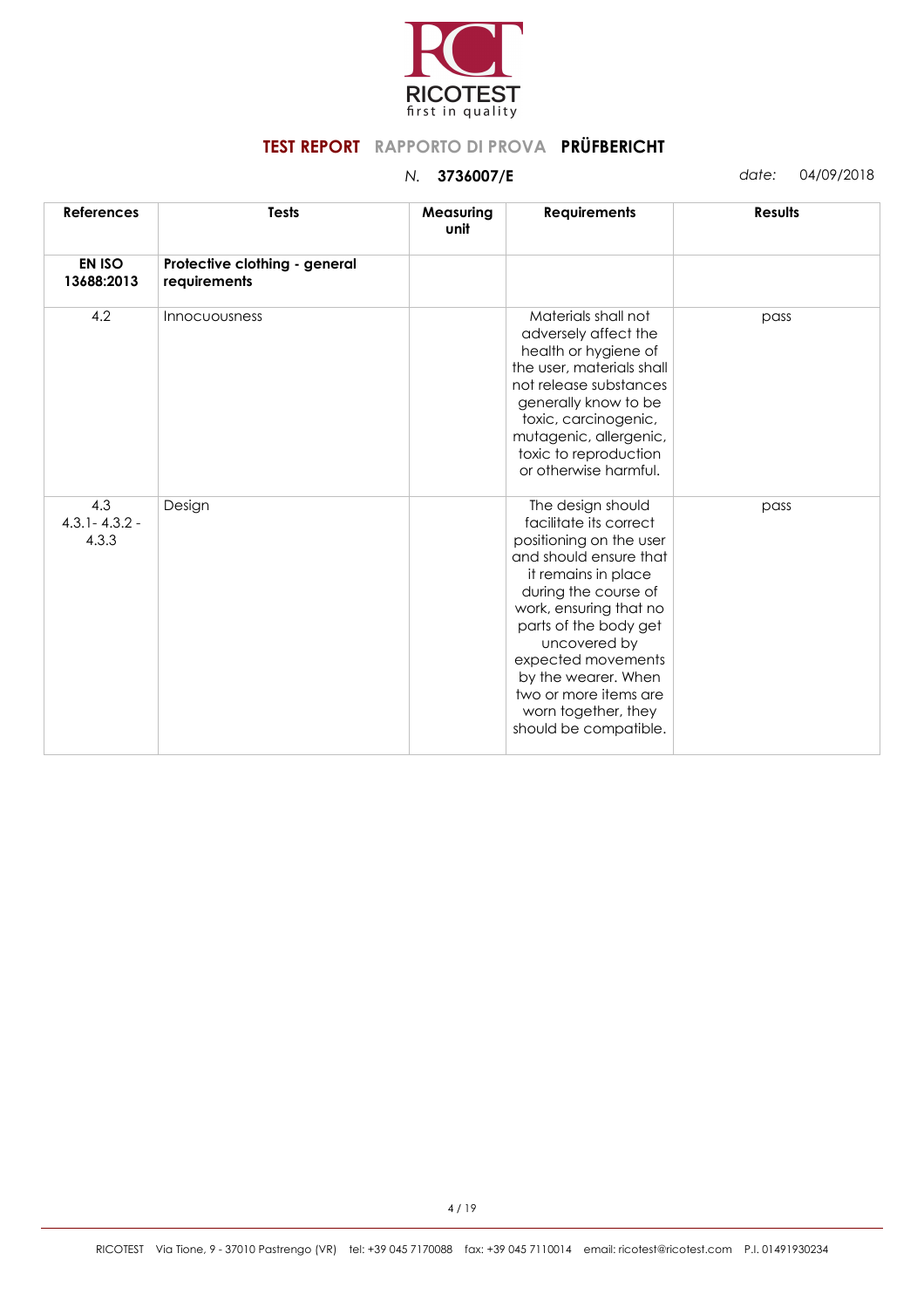RICOTEST
first in quality

**TEST REPORT** RAPPORTO DI PROVA **PRÜFBERICHT**

*N.* **3736007/E** *date:* 04/09/2018

| References | Tests | Measuring unit | Requirements | Results |
|---|---|---|---|---|
| **EN ISO 13688:2013** | **Protective clothing - general requirements** | | | |
| 4.2 | Innocuousness | | Materials shall not adversely affect the health or hygiene of the user, materials shall not release substances generally know to be toxic, carcinogenic, mutagenic, allergenic, toxic to reproduction or otherwise harmful. | pass |
| 4.3 4.3.1- 4.3.2 - 4.3.3 | Design | | The design should facilitate its correct positioning on the user and should ensure that it remains in place during the course of work, ensuring that no parts of the body get uncovered by expected movements by the wearer. When two or more items are worn together, they should be compatible. | pass |

RICOTEST Via Tione, 9 - 37010 Pastrengo (VR) tel: +39 045 7170088 fax: +39 045 7110014 email: ricotest@ricotest.com P.I. 01491930234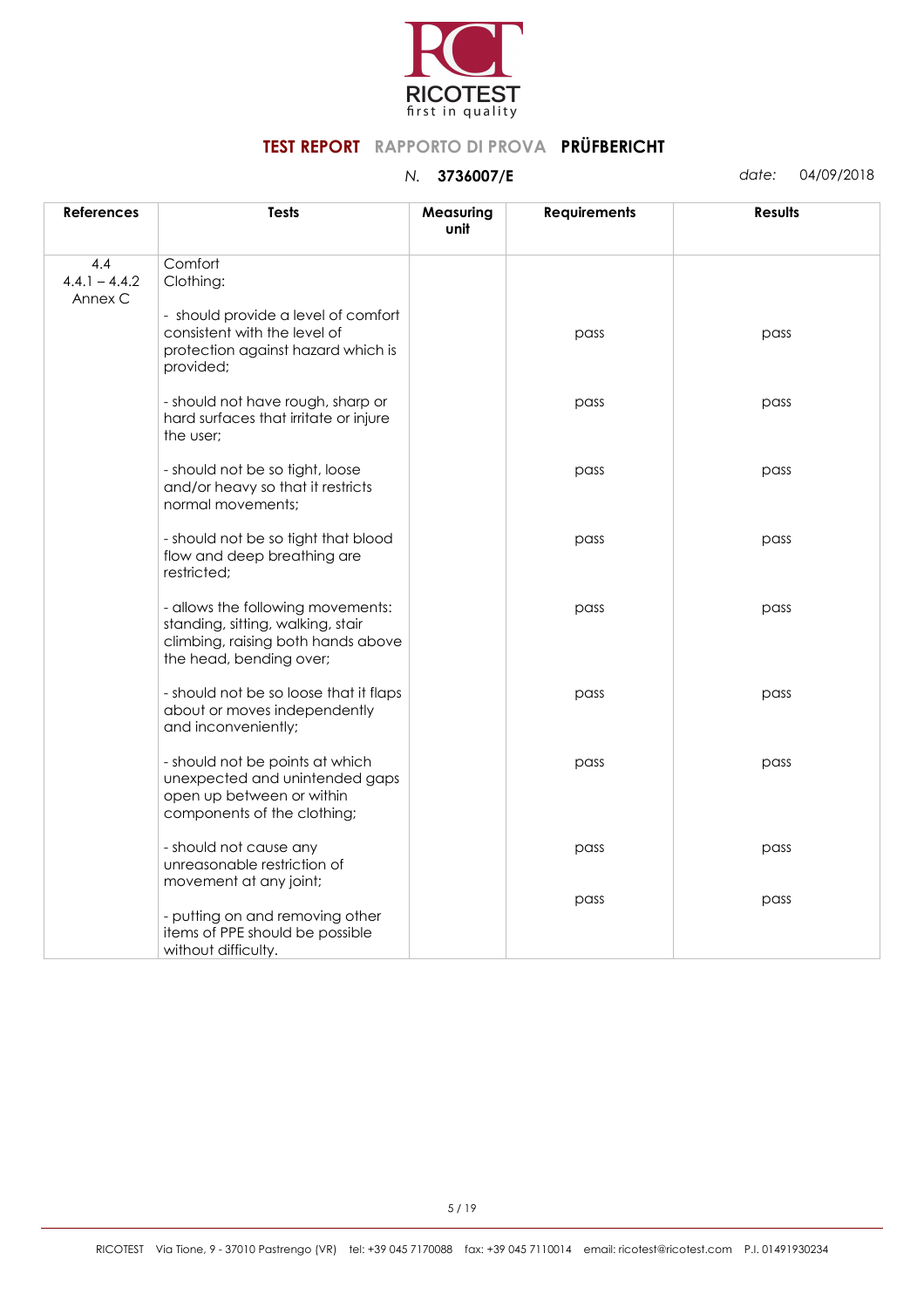**TEST REPORT** RAPPORTO DI PROVA **PRÜFBERICHT**

*N.* **3736007/E** *date:* 04/09/2018

| References | Tests | Measuring unit | Requirements | Results |
|---|---|---|---|---|
| 4.4<br>4.4.1 – 4.4.2<br>Annex C | Comfort<br>Clothing: | | | |
| | - should provide a level of comfort consistent with the level of protection against hazard which is provided; | | pass | pass |
| | - should not have rough, sharp or hard surfaces that irritate or injure the user; | | pass | pass |
| | - should not be so tight, loose and/or heavy so that it restricts normal movements; | | pass | pass |
| | - should not be so tight that blood flow and deep breathing are restricted; | | pass | pass |
| | - allows the following movements: standing, sitting, walking, stair climbing, raising both hands above the head, bending over; | | pass | pass |
| | - should not be so loose that it flaps about or moves independently and inconveniently; | | pass | pass |
| | - should not be points at which unexpected and unintended gaps open up between or within components of the clothing; | | pass | pass |
| | - should not cause any unreasonable restriction of movement at any joint; | | pass | pass |
| | - putting on and removing other items of PPE should be possible without difficulty. | | pass | pass |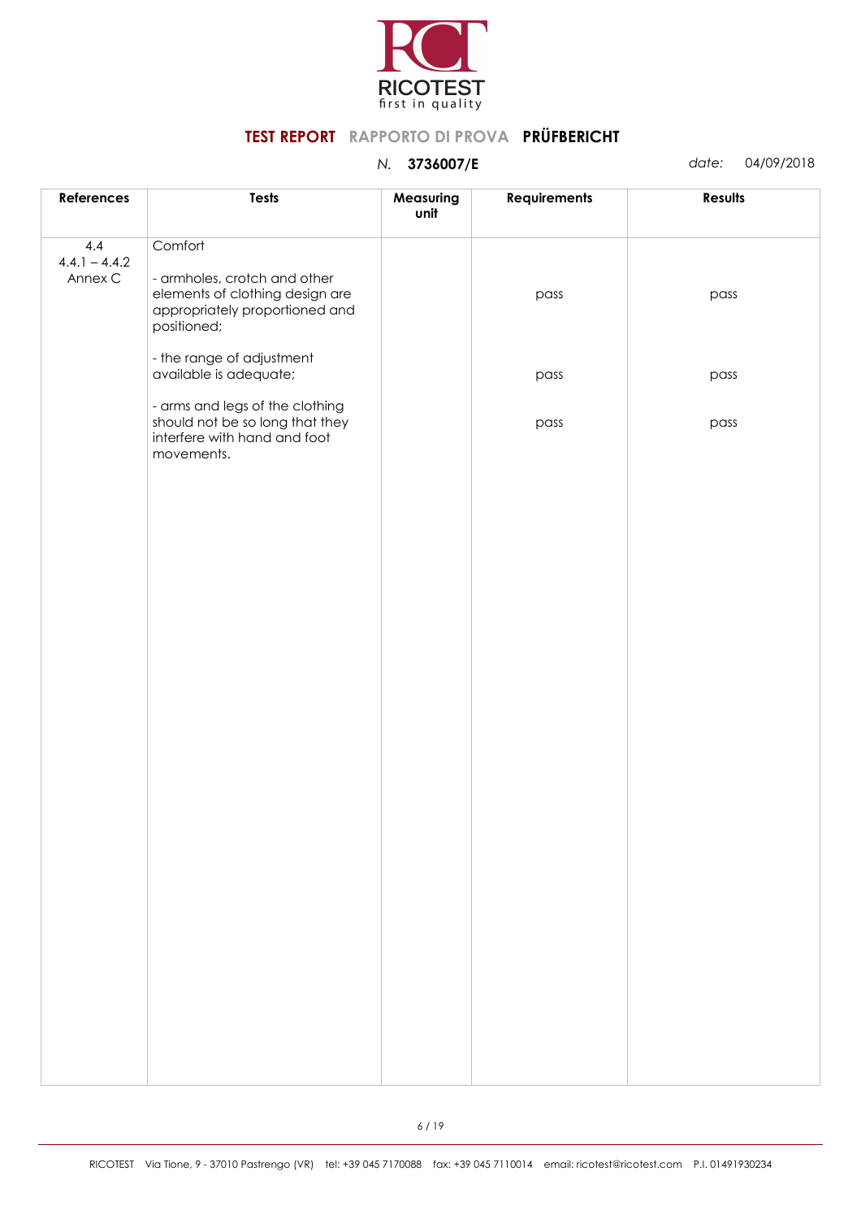RICOTEST
first in quality

**TEST REPORT** RAPPORTO DI PROVA **PRÜFBERICHT**

*N.* **3736007/E** *date:* 04/09/2018

| References | Tests | Measuring unit | Requirements | Results |
|---|---|---|---|---|
| 4.4<br>4.4.1 – 4.4.2<br>Annex C | Comfort | | | |
| | - armholes, crotch and other elements of clothing design are appropriately proportioned and positioned; | | pass | pass |
| | - the range of adjustment available is adequate; | | pass | pass |
| | - arms and legs of the clothing should not be so long that they interfere with hand and foot movements. | | pass | pass |

RICOTEST Via Tione, 9 - 37010 Pastrengo (VR) tel: +39 045 7170088 fax: +39 045 7110014 email: ricotest@ricotest.com P.I. 01491930234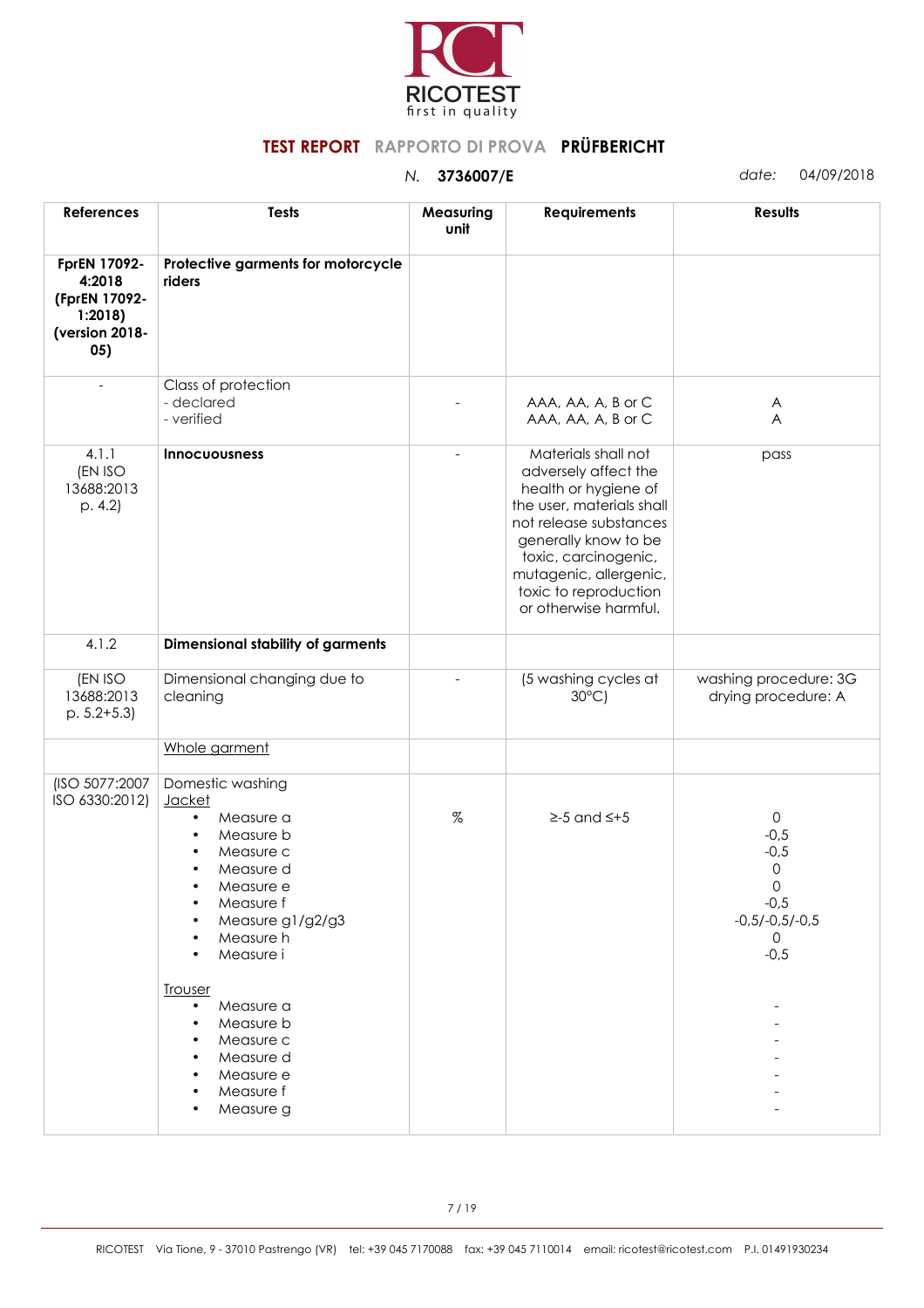RICOTEST
first in quality

**TEST REPORT** RAPPORTO DI PROVA **PRÜFBERICHT**

*N.* **3736007/E** *date:* 04/09/2018

| References | Tests | Measuring unit | Requirements | Results |
|---|---|---|---|---|
| **FprEN 17092-4:2018 (FprEN 17092-1:2018) (version 2018-05)** | **Protective garments for motorcycle riders** | | | |
| - | Class of protection<br>- declared<br>- verified | - | AAA, AA, A, B or C<br>AAA, AA, A, B or C | A<br>A |
| 4.1.1<br>(EN ISO 13688:2013 p. 4.2) | **Innocuousness** | - | Materials shall not adversely affect the health or hygiene of the user, materials shall not release substances generally know to be toxic, carcinogenic, mutagenic, allergenic, toxic to reproduction or otherwise harmful. | pass |
| 4.1.2 | **Dimensional stability of garments** | | | |
| (EN ISO 13688:2013 p. 5.2+5.3) | Dimensional changing due to cleaning | - | (5 washing cycles at 30°C) | washing procedure: 3G<br>drying procedure: A |
| | Whole garment | | | |
| (ISO 5077:2007 ISO 6330:2012) | Domestic washing<br>Jacket<br>• Measure a<br>• Measure b<br>• Measure c<br>• Measure d<br>• Measure e<br>• Measure f<br>• Measure g1/g2/g3<br>• Measure h<br>• Measure i<br><br>Trouser<br>• Measure a<br>• Measure b<br>• Measure c<br>• Measure d<br>• Measure e<br>• Measure f<br>• Measure g | % | ≥-5 and ≤+5 | 0<br>-0,5<br>-0,5<br>0<br>0<br>-0,5<br>-0,5/-0,5/-0,5<br>0<br>-0,5<br><br><br>-<br>-<br>-<br>-<br>-<br>-<br>- |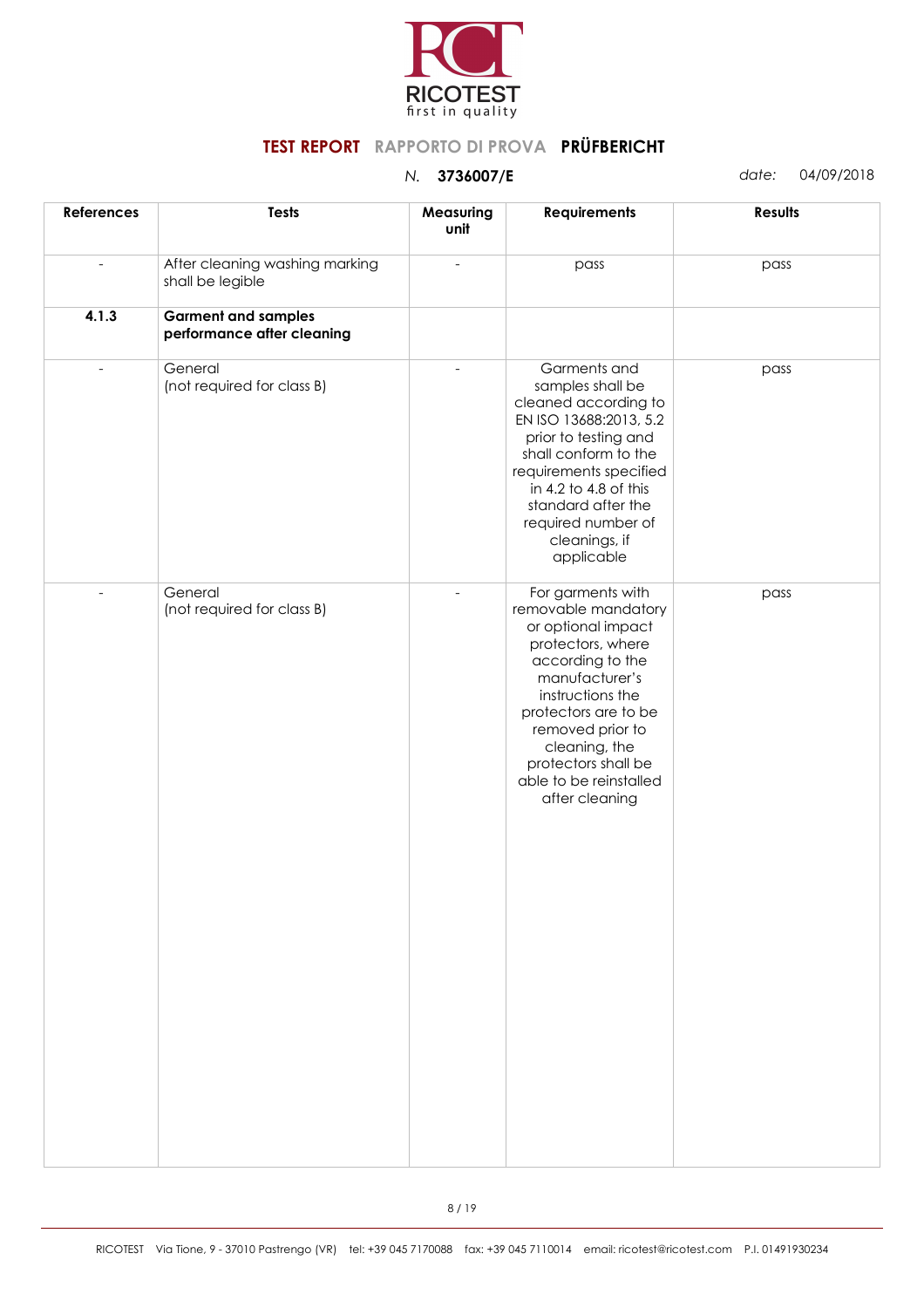**TEST REPORT** RAPPORTO DI PROVA **PRÜFBERICHT**

*N.* **3736007/E** *date:* 04/09/2018

| References | Tests | Measuring unit | Requirements | Results |
|---|---|---|---|---|
| - | After cleaning washing marking shall be legible | - | pass | pass |
| **4.1.3** | **Garment and samples performance after cleaning** | | | |
| - | General (not required for class B) | - | Garments and samples shall be cleaned according to EN ISO 13688:2013, 5.2 prior to testing and shall conform to the requirements specified in 4.2 to 4.8 of this standard after the required number of cleanings, if applicable | pass |
| - | General (not required for class B) | - | For garments with removable mandatory or optional impact protectors, where according to the manufacturer's instructions the protectors are to be removed prior to cleaning, the protectors shall be able to be reinstalled after cleaning | pass |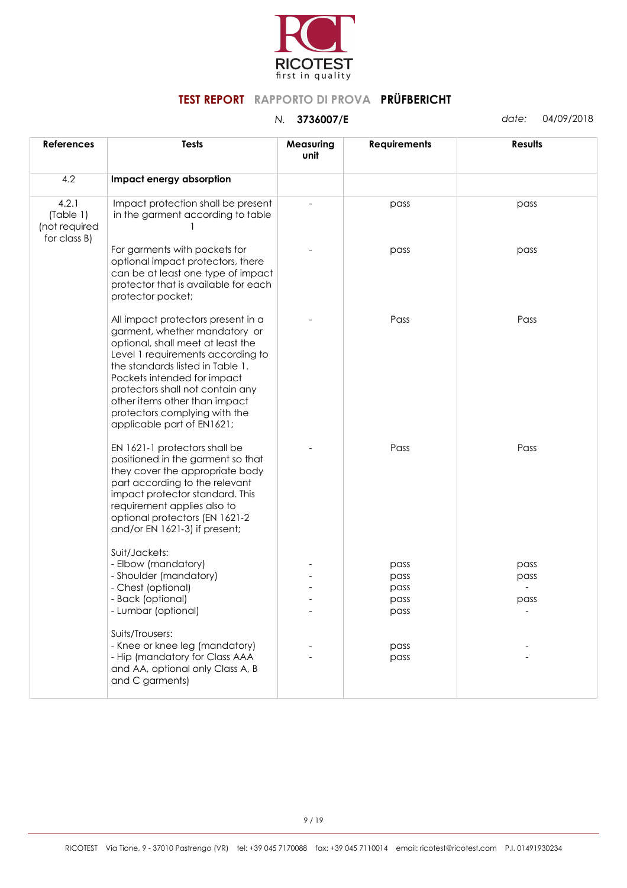**TEST REPORT** RAPPORTO DI PROVA **PRÜFBERICHT**

*N.* **3736007/E** *date:* 04/09/2018

| References | Tests | Measuring unit | Requirements | Results |
|---|---|---|---|---|
| 4.2 | **Impact energy absorption** | | | |
| 4.2.1 (Table 1) (not required for class B) | Impact protection shall be present in the garment according to table 1 | - | pass | pass |
| | For garments with pockets for optional impact protectors, there can be at least one type of impact protector that is available for each protector pocket; | - | pass | pass |
| | All impact protectors present in a garment, whether mandatory or optional, shall meet at least the Level 1 requirements according to the standards listed in Table 1. Pockets intended for impact protectors shall not contain any other items other than impact protectors complying with the applicable part of EN1621; | - | Pass | Pass |
| | EN 1621-1 protectors shall be positioned in the garment so that they cover the appropriate body part according to the relevant impact protector standard. This requirement applies also to optional protectors (EN 1621-2 and/or EN 1621-3) if present; | - | Pass | Pass |
| | Suit/Jackets: | | | |
| | - Elbow (mandatory) | - | pass | pass |
| | - Shoulder (mandatory) | - | pass | pass |
| | - Chest (optional) | - | pass | - |
| | - Back (optional) | - | pass | pass |
| | - Lumbar (optional) | - | pass | - |
| | Suits/Trousers: | | | |
| | - Knee or knee leg (mandatory) | - | pass | - |
| | - Hip (mandatory for Class AAA and AA, optional only Class A, B and C garments) | - | pass | - |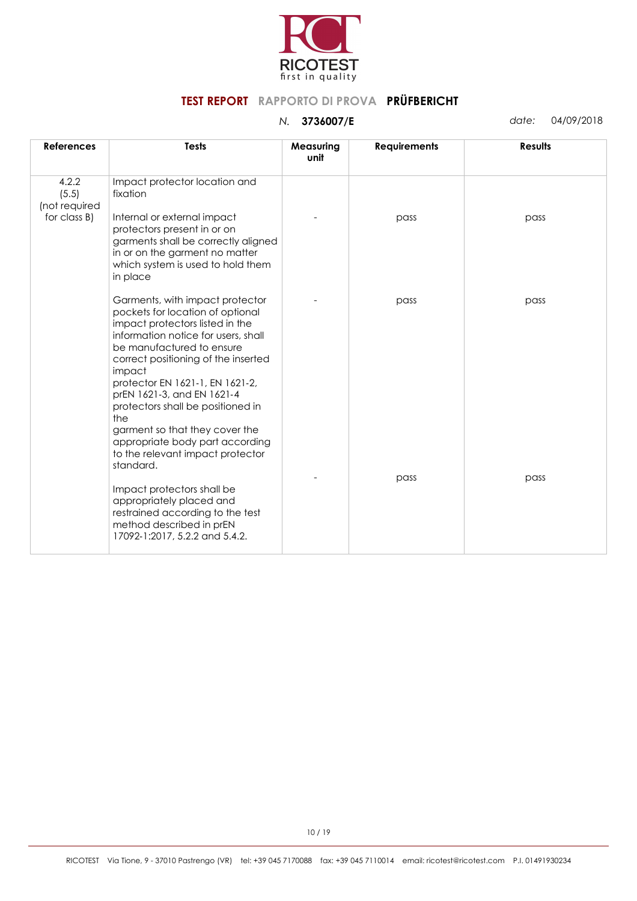**TEST REPORT** RAPPORTO DI PROVA **PRÜFBERICHT**

*N.* **3736007/E** *date:* 04/09/2018

| References | Tests | Measuring unit | Requirements | Results |
|---|---|---|---|---|
| 4.2.2 (5.5) (not required for class B) | Impact protector location and fixation | | | |
| | Internal or external impact protectors present in or on garments shall be correctly aligned in or on the garment no matter which system is used to hold them in place | - | pass | pass |
| | Garments, with impact protector pockets for location of optional impact protectors listed in the information notice for users, shall be manufactured to ensure correct positioning of the inserted impact protector EN 1621-1, EN 1621-2, prEN 1621-3, and EN 1621-4 protectors shall be positioned in the garment so that they cover the appropriate body part according to the relevant impact protector standard. | - | pass | pass |
| | Impact protectors shall be appropriately placed and restrained according to the test method described in prEN 17092-1:2017, 5.2.2 and 5.4.2. | - | pass | pass |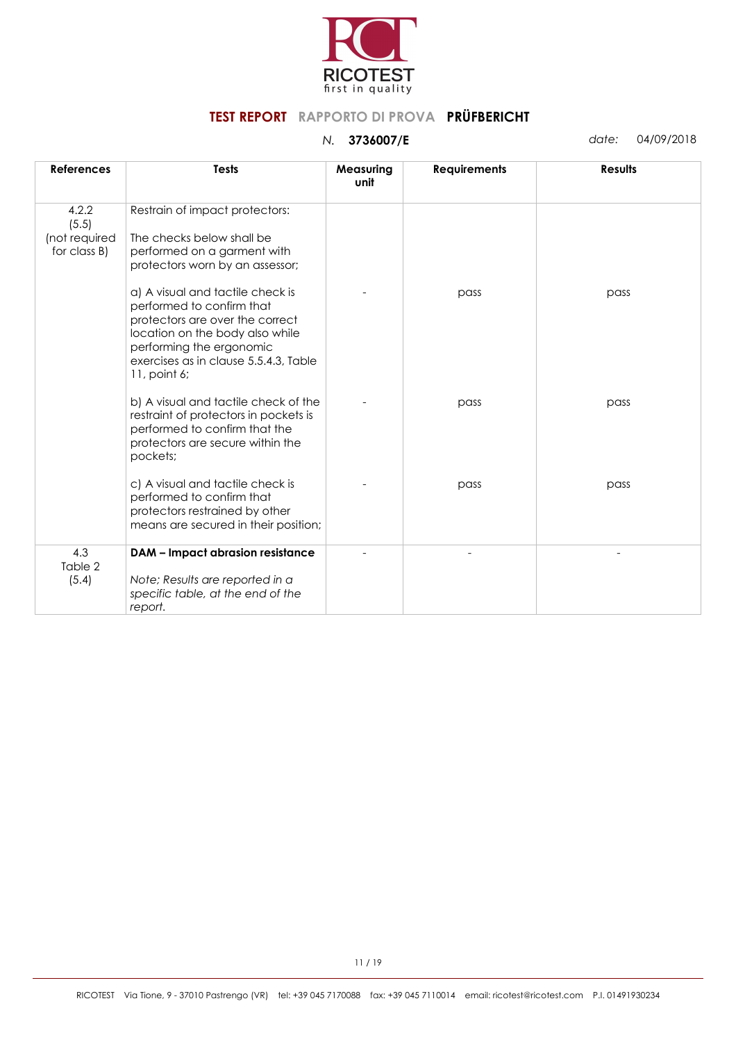**RICOTEST**
first in quality

**TEST REPORT** RAPPORTO DI PROVA **PRÜFBERICHT**

*N.* **3736007/E** *date:* 04/09/2018

| References | Tests | Measuring unit | Requirements | Results |
|---|---|---|---|---|
| 4.2.2 (5.5) (not required for class B) | Restrain of impact protectors:<br><br>The checks below shall be performed on a garment with protectors worn by an assessor; | | | |
| | a) A visual and tactile check is performed to confirm that protectors are over the correct location on the body also while performing the ergonomic exercises as in clause 5.5.4.3, Table 11, point 6; | - | pass | pass |
| | b) A visual and tactile check of the restraint of protectors in pockets is performed to confirm that the protectors are secure within the pockets; | - | pass | pass |
| | c) A visual and tactile check is performed to confirm that protectors restrained by other means are secured in their position; | - | pass | pass |
| 4.3 Table 2 (5.4) | **DAM – Impact abrasion resistance**<br><br>*Note; Results are reported in a specific table, at the end of the report.* | - | - | - |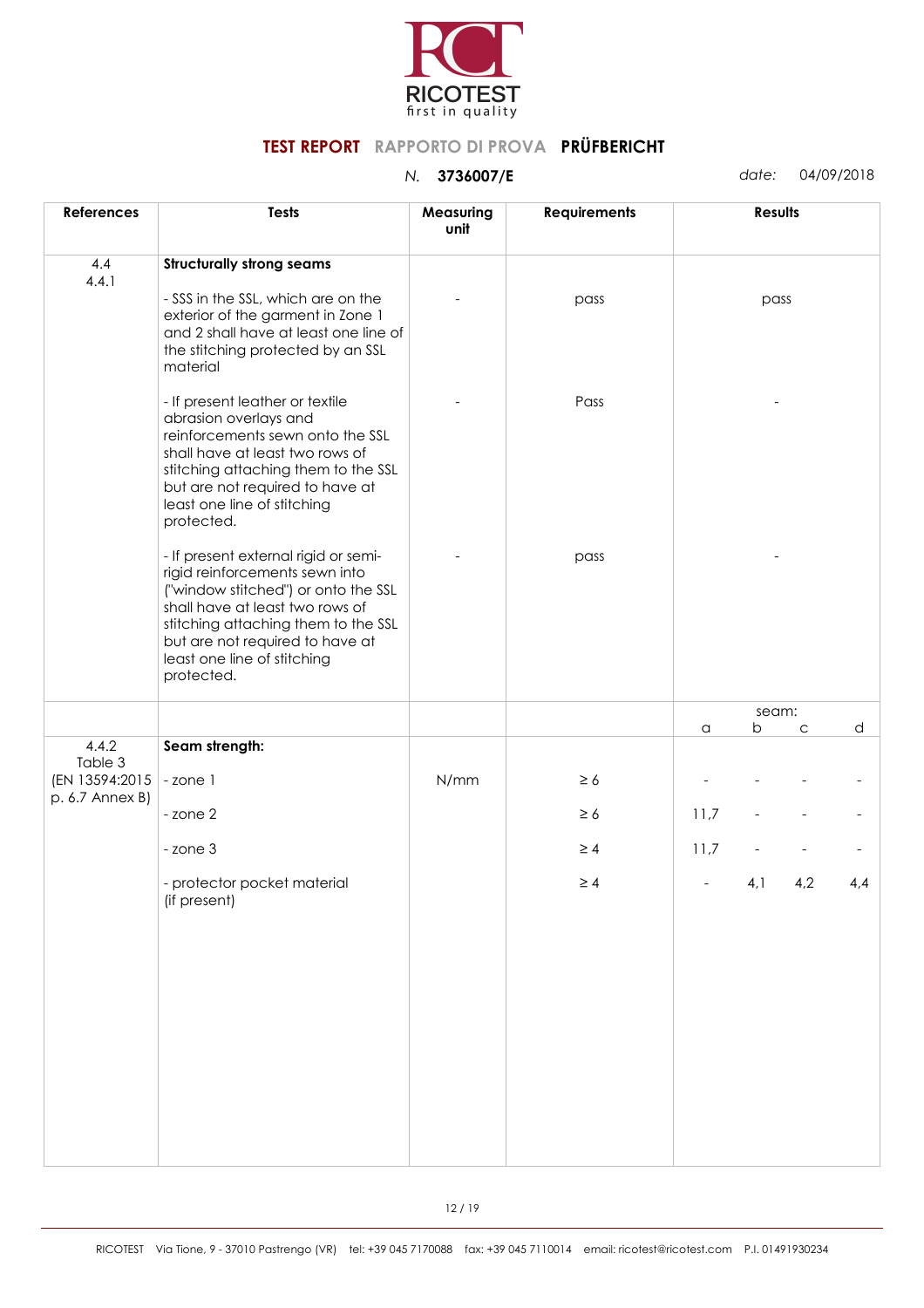**TEST REPORT** RAPPORTO DI PROVA **PRÜFBERICHT**

*N.* **3736007/E** *date:* 04/09/2018

| References | Tests | Measuring unit | Requirements | Results | | | |
|---|---|---|---|---|---|---|---|
| 4.4<br>4.4.1 | **Structurally strong seams** | | | | | | |
| | - SSS in the SSL, which are on the exterior of the garment in Zone 1 and 2 shall have at least one line of the stitching protected by an SSL material | - | pass | pass | | | |
| | - If present leather or textile abrasion overlays and reinforcements sewn onto the SSL shall have at least two rows of stitching attaching them to the SSL but are not required to have at least one line of stitching protected. | - | Pass | - | | | |
| | - If present external rigid or semi-rigid reinforcements sewn into ("window stitched") or onto the SSL shall have at least two rows of stitching attaching them to the SSL but are not required to have at least one line of stitching protected. | - | pass | - | | | |
| | | | | seam:<br>a | b | c | d |
| 4.4.2<br>Table 3<br>(EN 13594:2015 p. 6.7 Annex B) | **Seam strength:** | | | | | | |
| | - zone 1 | N/mm | ≥ 6 | - | - | - | - |
| | - zone 2 | | ≥ 6 | 11,7 | - | - | - |
| | - zone 3 | | ≥ 4 | 11,7 | - | - | - |
| | - protector pocket material (if present) | | ≥ 4 | - | 4,1 | 4,2 | 4,4 |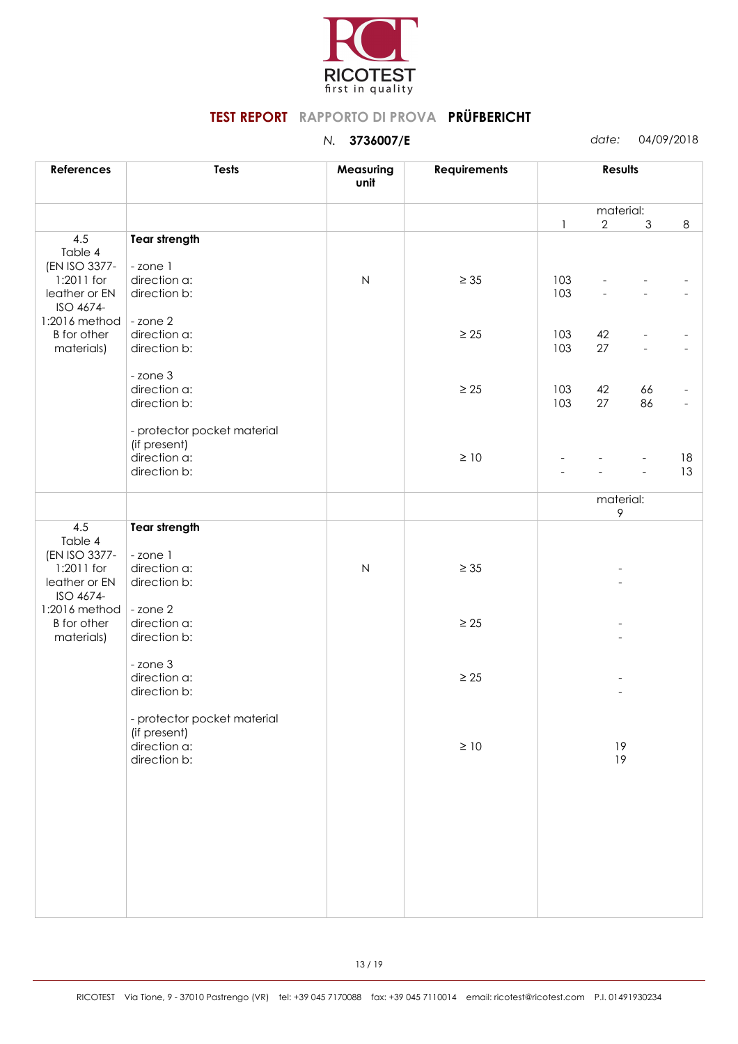RICOTEST
first in quality

**TEST REPORT** RAPPORTO DI PROVA **PRÜFBERICHT**

*N.* **3736007/E** *date:* 04/09/2018

| References | Tests | Measuring unit | Requirements | Results | | | |
|---|---|---|---|---|---|---|---|
| | | | | material: | | | |
| | | | | 1 | 2 | 3 | 8 |
| 4.5 Table 4 (EN ISO 3377-1:2011 for leather or EN ISO 4674-1:2016 method B for other materials) | **Tear strength** | | | | | | |
| | - zone 1 | | | | | | |
| | direction a: | N | ≥ 35 | 103 | - | - | - |
| | direction b: | | | 103 | - | - | - |
| | - zone 2 | | | | | | |
| | direction a: | | ≥ 25 | 103 | 42 | - | - |
| | direction b: | | | 103 | 27 | - | - |
| | - zone 3 | | | | | | |
| | direction a: | | ≥ 25 | 103 | 42 | 66 | - |
| | direction b: | | | 103 | 27 | 86 | - |
| | - protector pocket material (if present) | | | | | | |
| | direction a: | | ≥ 10 | - | - | - | 18 |
| | direction b: | | | - | - | - | 13 |

| References | Tests | Measuring unit | Requirements | Results |
|---|---|---|---|---|
| | | | | material: 9 |
| 4.5 Table 4 (EN ISO 3377-1:2011 for leather or EN ISO 4674-1:2016 method B for other materials) | **Tear strength** | | | |
| | - zone 1 | | | |
| | direction a: | N | ≥ 35 | - |
| | direction b: | | | - |
| | - zone 2 | | | |
| | direction a: | | ≥ 25 | - |
| | direction b: | | | - |
| | - zone 3 | | | |
| | direction a: | | ≥ 25 | - |
| | direction b: | | | - |
| | - protector pocket material (if present) | | | |
| | direction a: | | ≥ 10 | 19 |
| | direction b: | | | 19 |

RICOTEST Via Tione, 9 - 37010 Pastrengo (VR) tel: +39 045 7170088 fax: +39 045 7110014 email: ricotest@ricotest.com P.I. 01491930234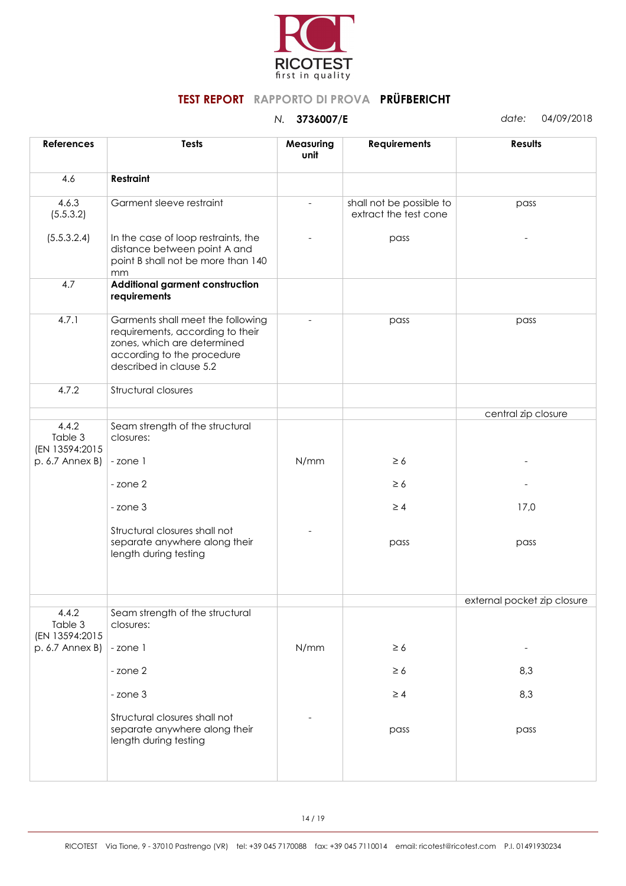**TEST REPORT** RAPPORTO DI PROVA **PRÜFBERICHT**

*N.* **3736007/E** *date:* 04/09/2018

| References | Tests | Measuring unit | Requirements | Results |
|---|---|---|---|---|
| 4.6 | **Restraint** | | | |
| 4.6.3 (5.5.3.2) | Garment sleeve restraint | - | shall not be possible to extract the test cone | pass |
| (5.5.3.2.4) | In the case of loop restraints, the distance between point A and point B shall not be more than 140 mm | - | pass | - |
| 4.7 | **Additional garment construction requirements** | | | |
| 4.7.1 | Garments shall meet the following requirements, according to their zones, which are determined according to the procedure described in clause 5.2 | - | pass | pass |
| 4.7.2 | Structural closures | | | |
| | | | | central zip closure |
| 4.4.2 Table 3 (EN 13594:2015 p. 6.7 Annex B) | Seam strength of the structural closures: | | | |
| | - zone 1 | N/mm | ≥ 6 | - |
| | - zone 2 | | ≥ 6 | - |
| | - zone 3 | | ≥ 4 | 17,0 |
| | Structural closures shall not separate anywhere along their length during testing | - | pass | pass |
| | | | | external pocket zip closure |
| 4.4.2 Table 3 (EN 13594:2015 p. 6.7 Annex B) | Seam strength of the structural closures: | | | |
| | - zone 1 | N/mm | ≥ 6 | - |
| | - zone 2 | | ≥ 6 | 8,3 |
| | - zone 3 | | ≥ 4 | 8,3 |
| | Structural closures shall not separate anywhere along their length during testing | - | pass | pass |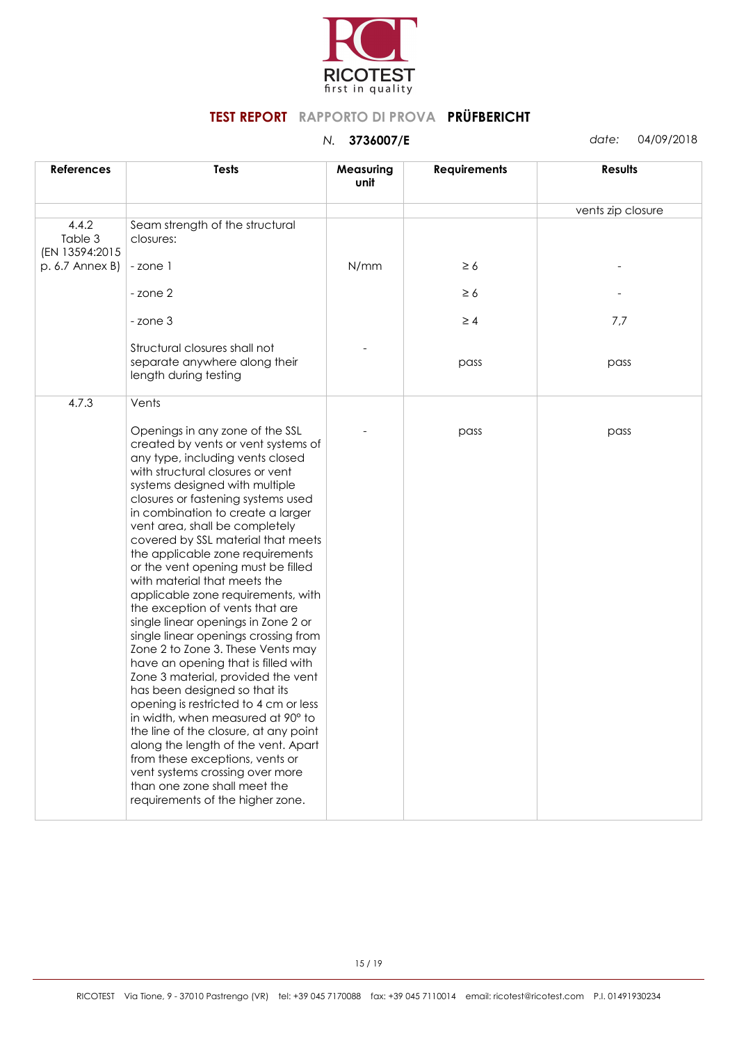RICOTEST
first in quality

## TEST REPORT RAPPORTO DI PROVA PRÜFBERICHT

*N.* **3736007/E** *date:* 04/09/2018

| References | Tests | Measuring unit | Requirements | Results |
|---|---|---|---|---|
| | | | | vents zip closure |
| 4.4.2 Table 3 (EN 13594:2015 p. 6.7 Annex B) | Seam strength of the structural closures: | | | |
| | - zone 1 | N/mm | ≥ 6 | - |
| | - zone 2 | | ≥ 6 | - |
| | - zone 3 | | ≥ 4 | 7,7 |
| | Structural closures shall not separate anywhere along their length during testing | - | pass | pass |
| 4.7.3 | Vents | | | |
| | Openings in any zone of the SSL created by vents or vent systems of any type, including vents closed with structural closures or vent systems designed with multiple closures or fastening systems used in combination to create a larger vent area, shall be completely covered by SSL material that meets the applicable zone requirements or the vent opening must be filled with material that meets the applicable zone requirements, with the exception of vents that are single linear openings in Zone 2 or single linear openings crossing from Zone 2 to Zone 3. These Vents may have an opening that is filled with Zone 3 material, provided the vent has been designed so that its opening is restricted to 4 cm or less in width, when measured at 90° to the line of the closure, at any point along the length of the vent. Apart from these exceptions, vents or vent systems crossing over more than one zone shall meet the requirements of the higher zone. | - | pass | pass |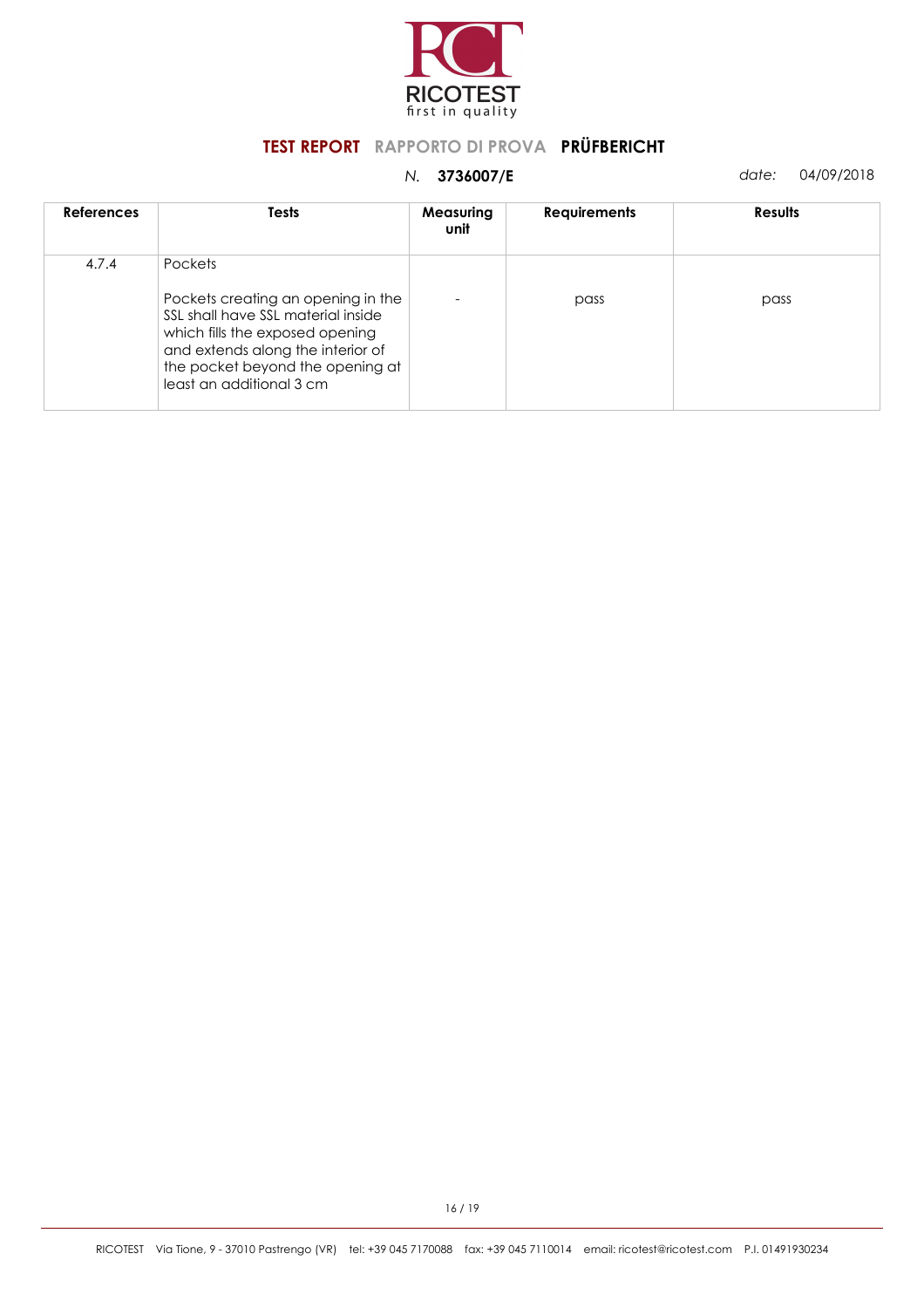**TEST REPORT** RAPPORTO DI PROVA **PRÜFBERICHT**

*N.* **3736007/E** *date:* 04/09/2018

| References | Tests | Measuring unit | Requirements | Results |
|---|---|---|---|---|
| 4.7.4 | Pockets<br><br>Pockets creating an opening in the SSL shall have SSL material inside which fills the exposed opening and extends along the interior of the pocket beyond the opening at least an additional 3 cm | - | pass | pass |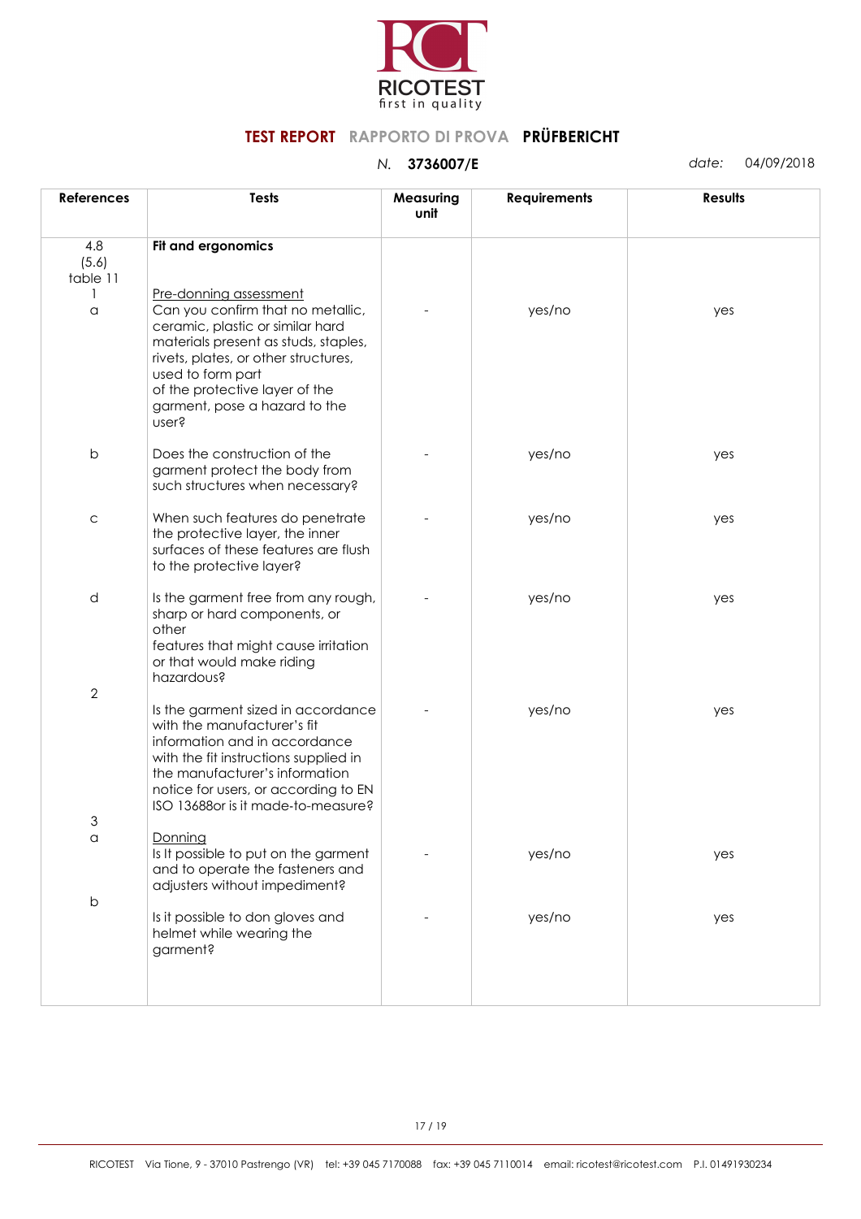# TEST REPORT RAPPORTO DI PROVA PRÜFBERICHT

*N.* **3736007/E** *date:* 04/09/2018

| References | Tests | Measuring unit | Requirements | Results |
|---|---|---|---|---|
| 4.8 (5.6) table 11 | **Fit and ergonomics** | | | |
| 1 a | Pre-donning assessment<br>Can you confirm that no metallic, ceramic, plastic or similar hard materials present as studs, staples, rivets, plates, or other structures, used to form part of the protective layer of the garment, pose a hazard to the user? | - | yes/no | yes |
| b | Does the construction of the garment protect the body from such structures when necessary? | - | yes/no | yes |
| c | When such features do penetrate the protective layer, the inner surfaces of these features are flush to the protective layer? | - | yes/no | yes |
| d | Is the garment free from any rough, sharp or hard components, or other features that might cause irritation or that would make riding hazardous? | - | yes/no | yes |
| 2 | Is the garment sized in accordance with the manufacturer's fit information and in accordance with the fit instructions supplied in the manufacturer's information notice for users, or according to EN ISO 13688or is it made-to-measure? | - | yes/no | yes |
| 3 a | Donning<br>Is It possible to put on the garment and to operate the fasteners and adjusters without impediment? | - | yes/no | yes |
| b | Is it possible to don gloves and helmet while wearing the garment? | - | yes/no | yes |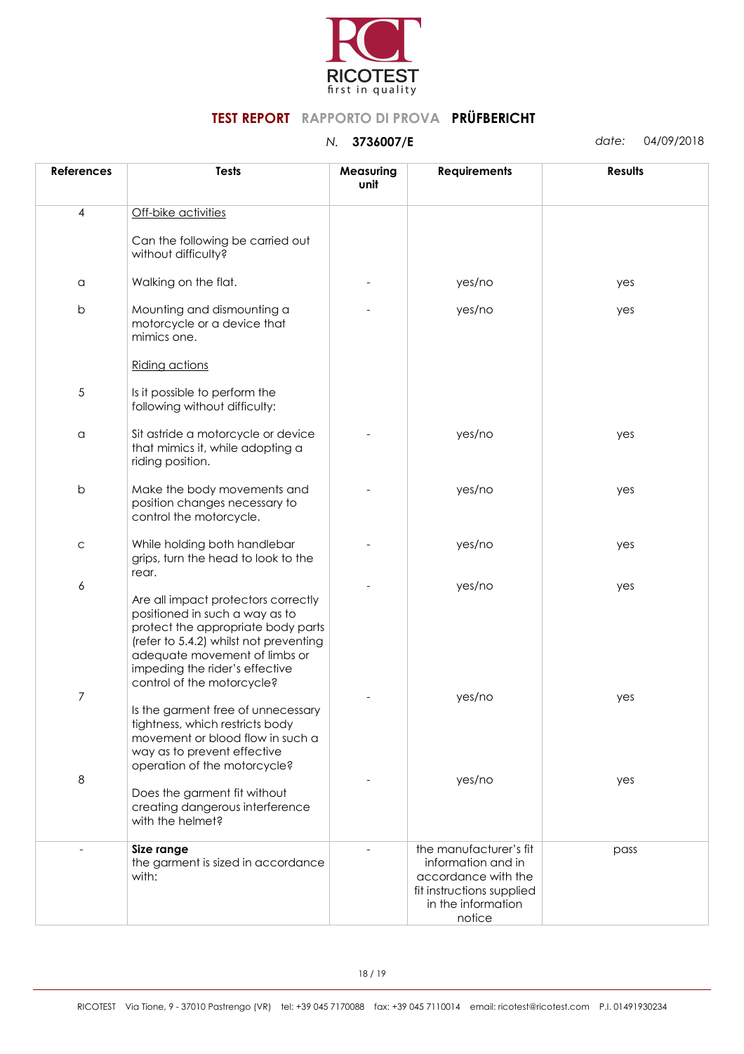RICOTEST
first in quality

**TEST REPORT** RAPPORTO DI PROVA **PRÜFBERICHT**

*N.* **3736007/E** *date:* 04/09/2018

| References | Tests | Measuring unit | Requirements | Results |
|---|---|---|---|---|
| 4 | Off-bike activities<br><br>Can the following be carried out without difficulty? | | | |
| a | Walking on the flat. | - | yes/no | yes |
| b | Mounting and dismounting a motorcycle or a device that mimics one. | - | yes/no | yes |
| | Riding actions | | | |
| 5 | Is it possible to perform the following without difficulty: | | | |
| a | Sit astride a motorcycle or device that mimics it, while adopting a riding position. | - | yes/no | yes |
| b | Make the body movements and position changes necessary to control the motorcycle. | - | yes/no | yes |
| c | While holding both handlebar grips, turn the head to look to the rear. | - | yes/no | yes |
| 6 | Are all impact protectors correctly positioned in such a way as to protect the appropriate body parts (refer to 5.4.2) whilst not preventing adequate movement of limbs or impeding the rider's effective control of the motorcycle? | - | yes/no | yes |
| 7 | Is the garment free of unnecessary tightness, which restricts body movement or blood flow in such a way as to prevent effective operation of the motorcycle? | - | yes/no | yes |
| 8 | Does the garment fit without creating dangerous interference with the helmet? | - | yes/no | yes |
| - | **Size range**<br>the garment is sized in accordance with: | - | the manufacturer's fit information and in accordance with the fit instructions supplied in the information notice | pass |

RICOTEST Via Tione, 9 - 37010 Pastrengo (VR) tel: +39 045 7170088 fax: +39 045 7110014 email: ricotest@ricotest.com P.I. 01491930234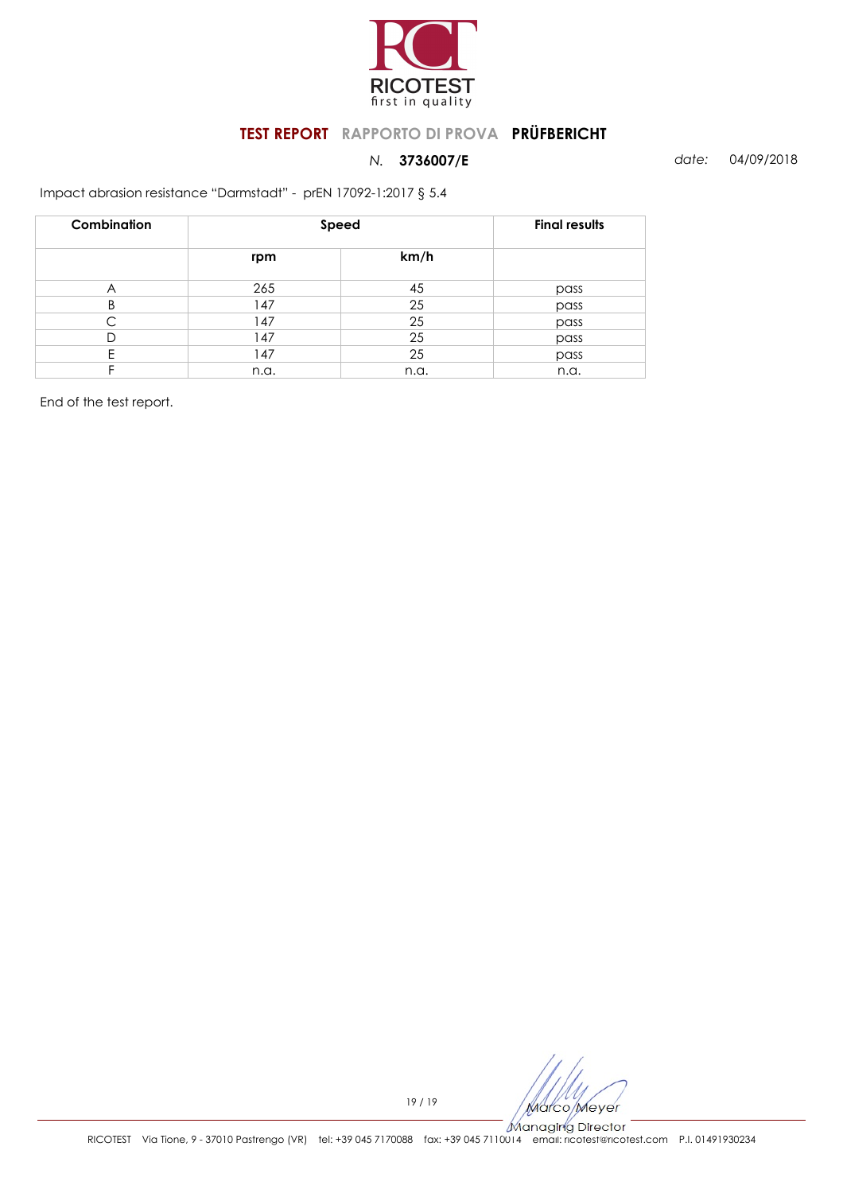**TEST REPORT** RAPPORTO DI PROVA **PRÜFBERICHT**

*N.* **3736007/E** *date:* 04/09/2018

Impact abrasion resistance "Darmstadt" - prEN 17092-1:2017 § 5.4

| Combination | Speed | | Final results |
|---|---|---|---|
| | rpm | km/h | |
| A | 265 | 45 | pass |
| B | 147 | 25 | pass |
| C | 147 | 25 | pass |
| D | 147 | 25 | pass |
| E | 147 | 25 | pass |
| F | n.a. | n.a. | n.a. |

End of the test report.

Marco Meyer
Managing Director

RICOTEST Via Tione, 9 - 37010 Pastrengo (VR) tel: +39 045 7170088 fax: +39 045 7110014 email: ricotest@ricotest.com P.I. 01491930234